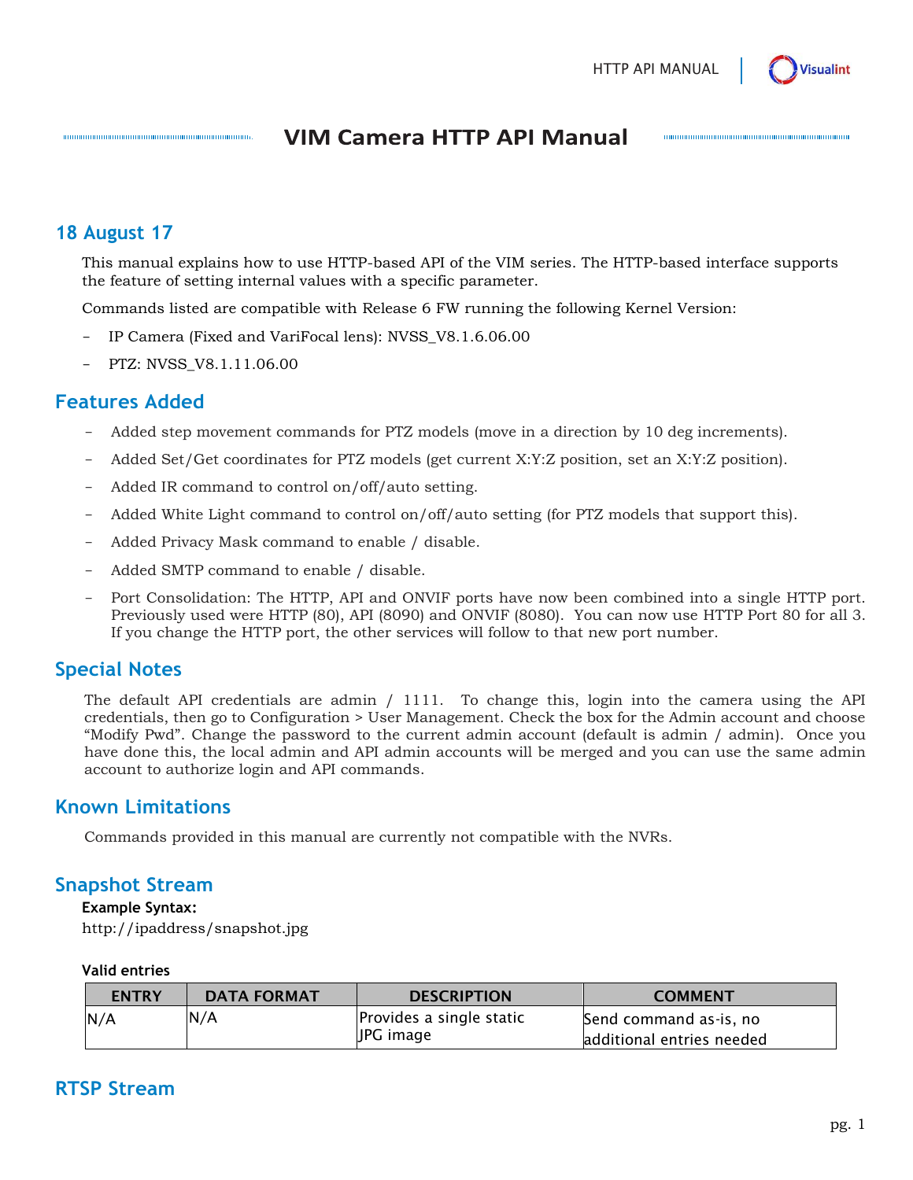# VIM Camera HTTP API Manual

## 18 August 17

This manual explains how to use HTTP-based API of the VIM series. The HTTP-based interface supports the feature of setting internal values with a specific parameter.

Commands listed are compatible with Release 6 FW running the following Kernel Version:

- IP Camera (Fixed and VariFocal lens): NVSS_V8.1.6.06.00
- PTZ: NVSS_V8.1.11.06.00

## Features Added

- Added step movement commands for PTZ models (move in a direction by 10 deg increments).
- Added Set/Get coordinates for PTZ models (get current X:Y:Z position, set an X:Y:Z position).
- Added IR command to control on/off/auto setting.
- Added White Light command to control on/off/auto setting (for PTZ models that support this).
- Added Privacy Mask command to enable / disable.
- Added SMTP command to enable / disable.
- Port Consolidation: The HTTP, API and ONVIF ports have now been combined into a single HTTP port. Previously used were HTTP (80), API (8090) and ONVIF (8080). You can now use HTTP Port 80 for all 3. If you change the HTTP port, the other services will follow to that new port number.

## Special Notes

The default API credentials are admin / 1111. To change this, login into the camera using the API credentials, then go to Configuration > User Management. Check the box for the Admin account and choose "Modify Pwd". Change the password to the current admin account (default is admin / admin). Once you have done this, the local admin and API admin accounts will be merged and you can use the same admin account to authorize login and API commands.

## Known Limitations

Commands provided in this manual are currently not compatible with the NVRs.

## Snapshot Stream

**Example Syntax:**

http://ipaddress/snapshot.jpg

**Valid entries**

| ENTRY | DATA FORMAT | DESCRIPTION | COMMENT |
|---|---|---|---|
| N/A | N/A | Provides a single static JPG image | Send command as-is, no additional entries needed |

## RTSP Stream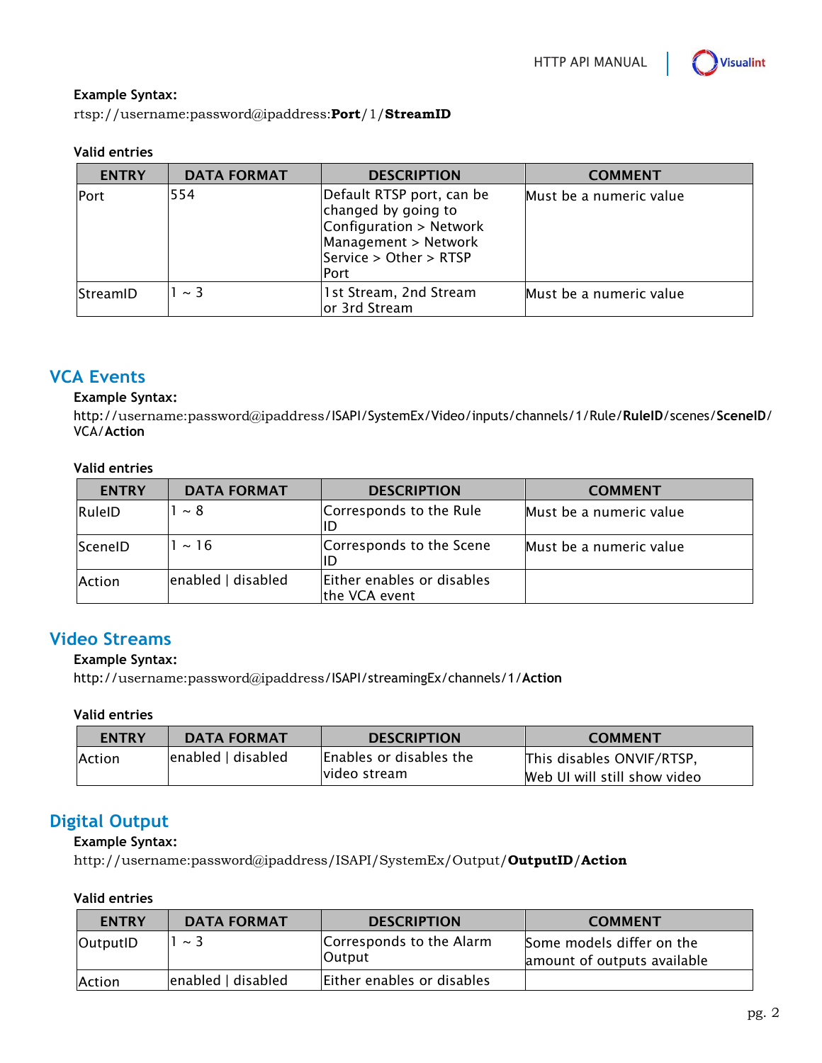**Example Syntax:**

rtsp://username:password@ipaddress:**Port**/1/**StreamID**

**Valid entries**

| ENTRY | DATA FORMAT | DESCRIPTION | COMMENT |
| --- | --- | --- | --- |
| Port | 554 | Default RTSP port, can be changed by going to Configuration > Network Management > Network Service > Other > RTSP Port | Must be a numeric value |
| StreamID | 1 ~ 3 | 1st Stream, 2nd Stream or 3rd Stream | Must be a numeric value |

## VCA Events

**Example Syntax:**

http://username:password@ipaddress/ISAPI/SystemEx/Video/inputs/channels/1/Rule/**RuleID**/scenes/**SceneID**/VCA/**Action**

**Valid entries**

| ENTRY | DATA FORMAT | DESCRIPTION | COMMENT |
| --- | --- | --- | --- |
| RuleID | 1 ~ 8 | Corresponds to the Rule ID | Must be a numeric value |
| SceneID | 1 ~ 16 | Corresponds to the Scene ID | Must be a numeric value |
| Action | enabled \| disabled | Either enables or disables the VCA event | |

## Video Streams

**Example Syntax:**

http://username:password@ipaddress/ISAPI/streamingEx/channels/1/**Action**

**Valid entries**

| ENTRY | DATA FORMAT | DESCRIPTION | COMMENT |
| --- | --- | --- | --- |
| Action | enabled \| disabled | Enables or disables the video stream | This disables ONVIF/RTSP, Web UI will still show video |

## Digital Output

**Example Syntax:**

http://username:password@ipaddress/ISAPI/SystemEx/Output/**OutputID**/**Action**

**Valid entries**

| ENTRY | DATA FORMAT | DESCRIPTION | COMMENT |
| --- | --- | --- | --- |
| OutputID | 1 ~ 3 | Corresponds to the Alarm Output | Some models differ on the amount of outputs available |
| Action | enabled \| disabled | Either enables or disables | |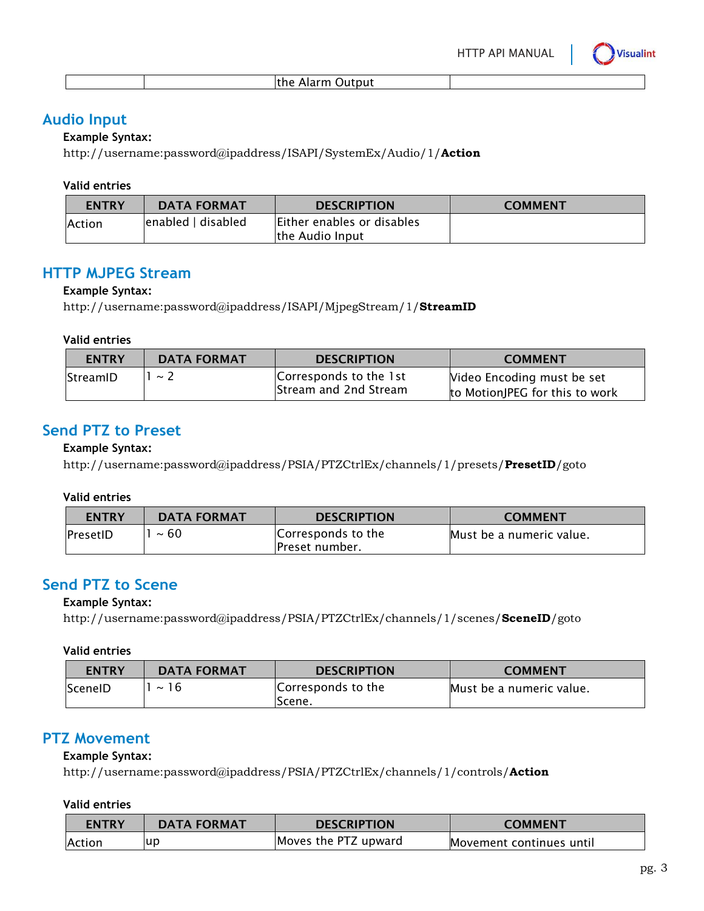| | | the Alarm Output | |
|---|---|---|---|

## Audio Input

**Example Syntax:**

http://username:password@ipaddress/ISAPI/SystemEx/Audio/1/**Action**

**Valid entries**

| ENTRY | DATA FORMAT | DESCRIPTION | COMMENT |
|---|---|---|---|
| Action | enabled \| disabled | Either enables or disables the Audio Input | |

## HTTP MJPEG Stream

**Example Syntax:**

http://username:password@ipaddress/ISAPI/MjpegStream/1/**StreamID**

**Valid entries**

| ENTRY | DATA FORMAT | DESCRIPTION | COMMENT |
|---|---|---|---|
| StreamID | 1 ~ 2 | Corresponds to the 1st Stream and 2nd Stream | Video Encoding must be set to MotionJPEG for this to work |

## Send PTZ to Preset

**Example Syntax:**

http://username:password@ipaddress/PSIA/PTZCtrlEx/channels/1/presets/**PresetID**/goto

**Valid entries**

| ENTRY | DATA FORMAT | DESCRIPTION | COMMENT |
|---|---|---|---|
| PresetID | 1 ~ 60 | Corresponds to the Preset number. | Must be a numeric value. |

## Send PTZ to Scene

**Example Syntax:**

http://username:password@ipaddress/PSIA/PTZCtrlEx/channels/1/scenes/**SceneID**/goto

**Valid entries**

| ENTRY | DATA FORMAT | DESCRIPTION | COMMENT |
|---|---|---|---|
| SceneID | 1 ~ 16 | Corresponds to the Scene. | Must be a numeric value. |

## PTZ Movement

**Example Syntax:**

http://username:password@ipaddress/PSIA/PTZCtrlEx/channels/1/controls/**Action**

**Valid entries**

| ENTRY | DATA FORMAT | DESCRIPTION | COMMENT |
|---|---|---|---|
| Action | up | Moves the PTZ upward | Movement continues until |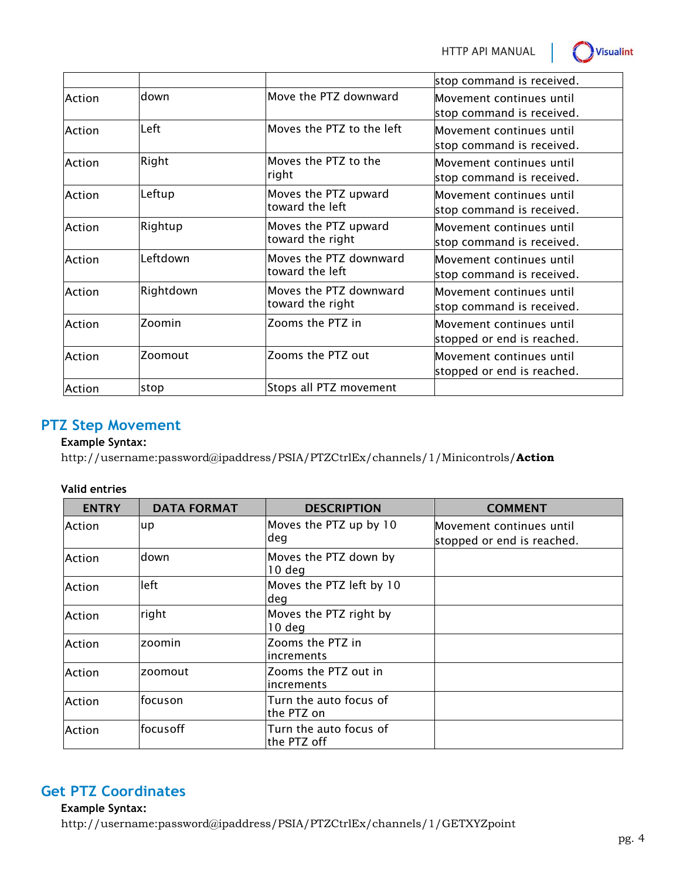| | | | stop command is received. |
|---|---|---|---|
| Action | down | Move the PTZ downward | Movement continues until stop command is received. |
| Action | Left | Moves the PTZ to the left | Movement continues until stop command is received. |
| Action | Right | Moves the PTZ to the right | Movement continues until stop command is received. |
| Action | Leftup | Moves the PTZ upward toward the left | Movement continues until stop command is received. |
| Action | Rightup | Moves the PTZ upward toward the right | Movement continues until stop command is received. |
| Action | Leftdown | Moves the PTZ downward toward the left | Movement continues until stop command is received. |
| Action | Rightdown | Moves the PTZ downward toward the right | Movement continues until stop command is received. |
| Action | Zoomin | Zooms the PTZ in | Movement continues until stopped or end is reached. |
| Action | Zoomout | Zooms the PTZ out | Movement continues until stopped or end is reached. |
| Action | stop | Stops all PTZ movement | |

## PTZ Step Movement

**Example Syntax:**

http://username:password@ipaddress/PSIA/PTZCtrlEx/channels/1/Minicontrols/**Action**

**Valid entries**

| ENTRY | DATA FORMAT | DESCRIPTION | COMMENT |
|---|---|---|---|
| Action | up | Moves the PTZ up by 10 deg | Movement continues until stopped or end is reached. |
| Action | down | Moves the PTZ down by 10 deg | |
| Action | left | Moves the PTZ left by 10 deg | |
| Action | right | Moves the PTZ right by 10 deg | |
| Action | zoomin | Zooms the PTZ in increments | |
| Action | zoomout | Zooms the PTZ out in increments | |
| Action | focuson | Turn the auto focus of the PTZ on | |
| Action | focusoff | Turn the auto focus of the PTZ off | |

## Get PTZ Coordinates

**Example Syntax:**

http://username:password@ipaddress/PSIA/PTZCtrlEx/channels/1/GETXYZpoint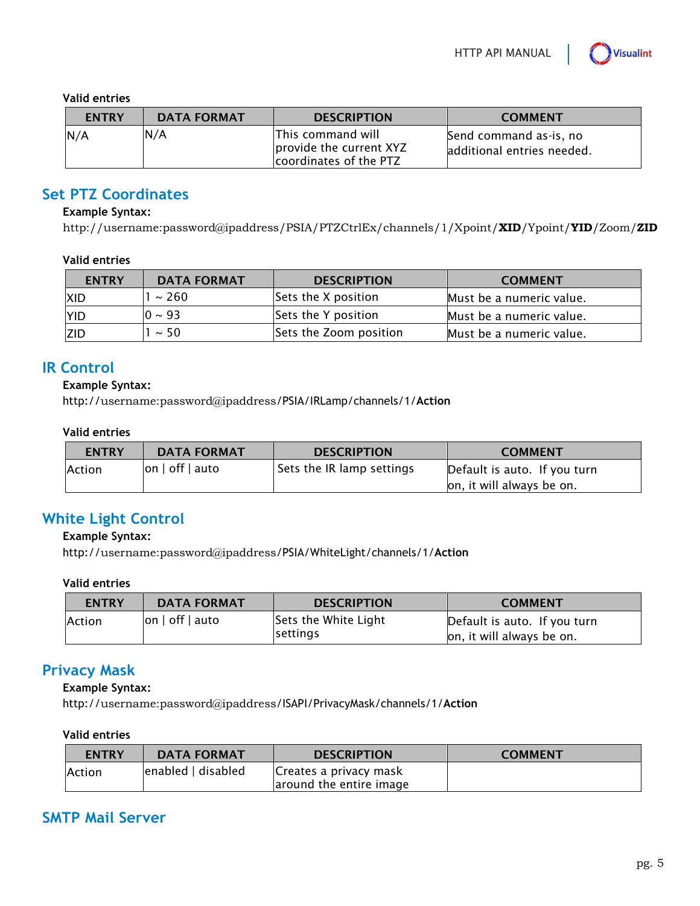**Valid entries**

| ENTRY | DATA FORMAT | DESCRIPTION | COMMENT |
|---|---|---|---|
| N/A | N/A | This command will provide the current XYZ coordinates of the PTZ | Send command as-is, no additional entries needed. |

## Set PTZ Coordinates

**Example Syntax:**

http://username:password@ipaddress/PSIA/PTZCtrlEx/channels/1/Xpoint/**XID**/Ypoint/**YID**/Zoom/**ZID**

**Valid entries**

| ENTRY | DATA FORMAT | DESCRIPTION | COMMENT |
|---|---|---|---|
| XID | 1 ~ 260 | Sets the X position | Must be a numeric value. |
| YID | 0 ~ 93 | Sets the Y position | Must be a numeric value. |
| ZID | 1 ~ 50 | Sets the Zoom position | Must be a numeric value. |

## IR Control

**Example Syntax:**

http://username:password@ipaddress/PSIA/IRLamp/channels/1/**Action**

**Valid entries**

| ENTRY | DATA FORMAT | DESCRIPTION | COMMENT |
|---|---|---|---|
| Action | on \| off \| auto | Sets the IR lamp settings | Default is auto. If you turn on, it will always be on. |

## White Light Control

**Example Syntax:**

http://username:password@ipaddress/PSIA/WhiteLight/channels/1/**Action**

**Valid entries**

| ENTRY | DATA FORMAT | DESCRIPTION | COMMENT |
|---|---|---|---|
| Action | on \| off \| auto | Sets the White Light settings | Default is auto. If you turn on, it will always be on. |

## Privacy Mask

**Example Syntax:**

http://username:password@ipaddress/ISAPI/PrivacyMask/channels/1/**Action**

**Valid entries**

| ENTRY | DATA FORMAT | DESCRIPTION | COMMENT |
|---|---|---|---|
| Action | enabled \| disabled | Creates a privacy mask around the entire image | |

## SMTP Mail Server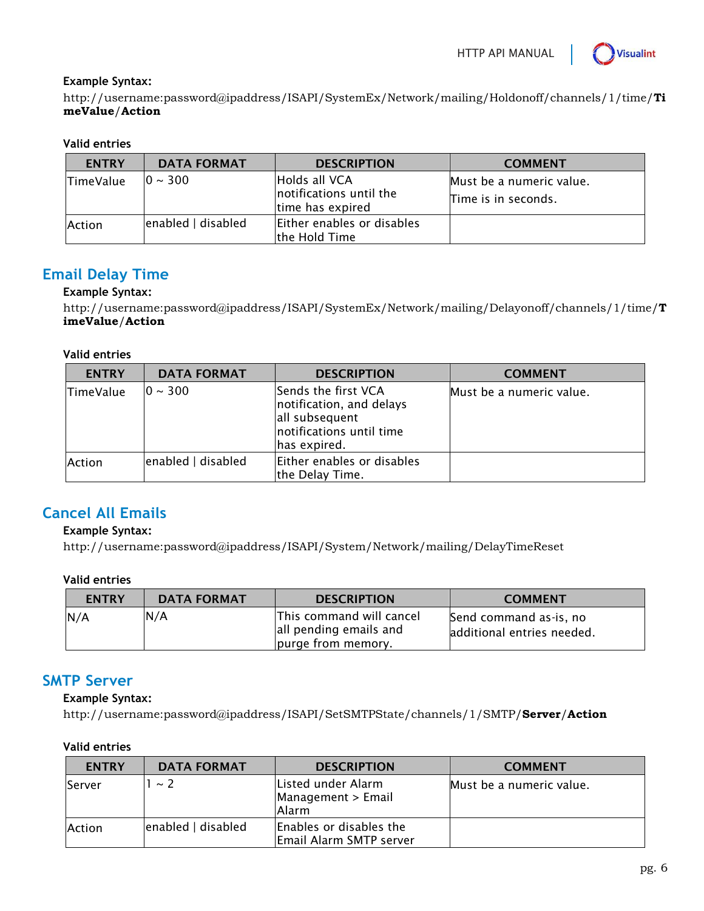**Example Syntax:**

http://username:password@ipaddress/ISAPI/SystemEx/Network/mailing/Holdonoff/channels/1/time/**TimeValue**/**Action**

**Valid entries**

| ENTRY | DATA FORMAT | DESCRIPTION | COMMENT |
|---|---|---|---|
| TimeValue | 0 ~ 300 | Holds all VCA notifications until the time has expired | Must be a numeric value. Time is in seconds. |
| Action | enabled \| disabled | Either enables or disables the Hold Time | |

## Email Delay Time

**Example Syntax:**

http://username:password@ipaddress/ISAPI/SystemEx/Network/mailing/Delayonoff/channels/1/time/**TimeValue**/**Action**

**Valid entries**

| ENTRY | DATA FORMAT | DESCRIPTION | COMMENT |
|---|---|---|---|
| TimeValue | 0 ~ 300 | Sends the first VCA notification, and delays all subsequent notifications until time has expired. | Must be a numeric value. |
| Action | enabled \| disabled | Either enables or disables the Delay Time. | |

## Cancel All Emails

**Example Syntax:**

http://username:password@ipaddress/ISAPI/System/Network/mailing/DelayTimeReset

**Valid entries**

| ENTRY | DATA FORMAT | DESCRIPTION | COMMENT |
|---|---|---|---|
| N/A | N/A | This command will cancel all pending emails and purge from memory. | Send command as-is, no additional entries needed. |

## SMTP Server

**Example Syntax:**

http://username:password@ipaddress/ISAPI/SetSMTPState/channels/1/SMTP/**Server**/**Action**

**Valid entries**

| ENTRY | DATA FORMAT | DESCRIPTION | COMMENT |
|---|---|---|---|
| Server | 1 ~ 2 | Listed under Alarm Management > Email Alarm | Must be a numeric value. |
| Action | enabled \| disabled | Enables or disables the Email Alarm SMTP server | |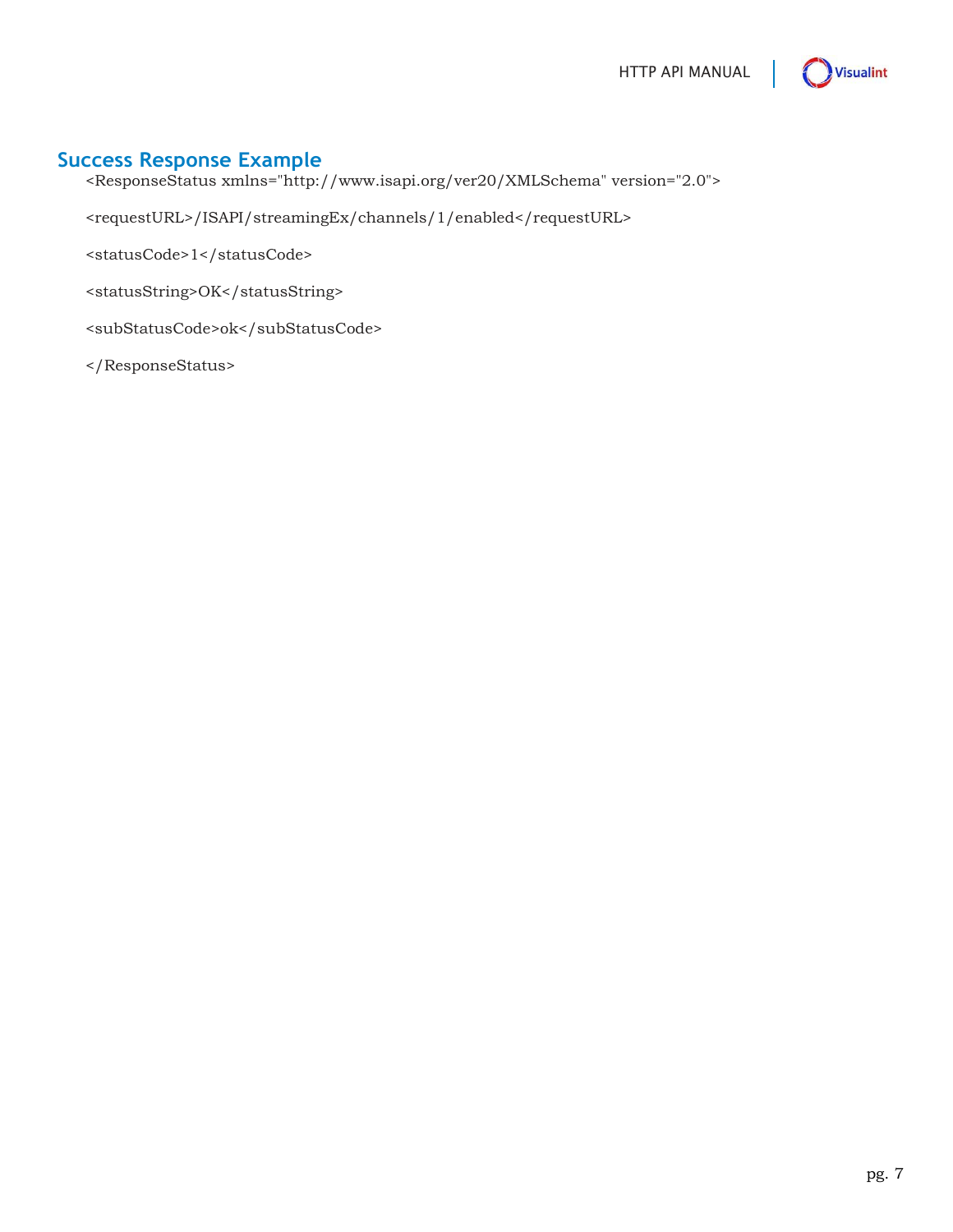## Success Response Example

```
<ResponseStatus xmlns="http://www.isapi.org/ver20/XMLSchema" version="2.0">

<requestURL>/ISAPI/streamingEx/channels/1/enabled</requestURL>

<statusCode>1</statusCode>

<statusString>OK</statusString>

<subStatusCode>ok</subStatusCode>

</ResponseStatus>
```